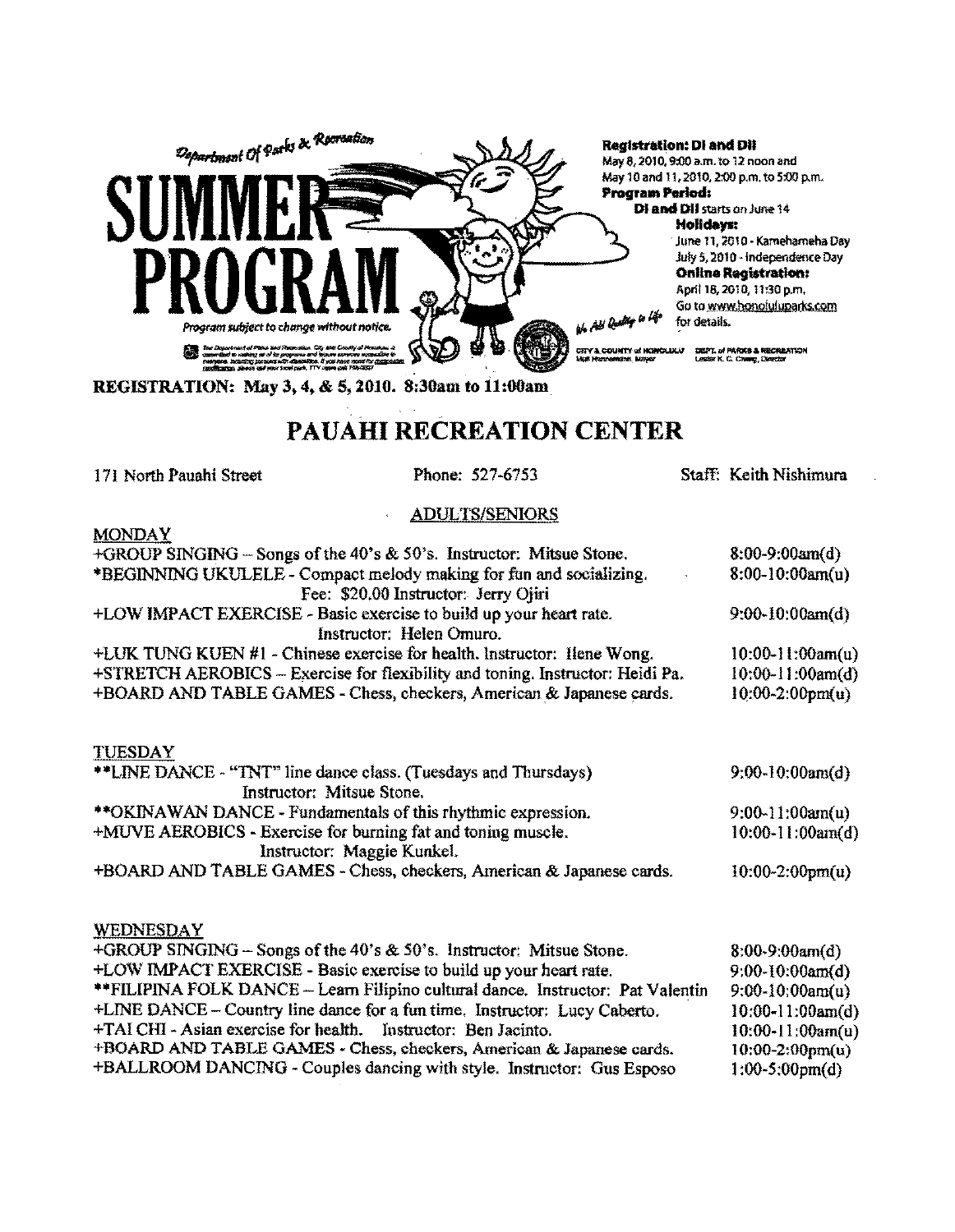Department Of Parks & Recreation

# SUMMER PROGRAM

Program subject to change without notice.

**Registration: DI and DII**
May 8, 2010, 9:00 a.m. to 12 noon and
May 10 and 11, 2010, 2:00 p.m. to 5:00 p.m.
**Program Period:**
**DI and DII** starts on June 14
**Holidays:**
June 11, 2010 - Kamehameha Day
July 5, 2010 - Independence Day
**Online Registration:**
April 18, 2010, 11:30 p.m.
Go to www.honoluluparks.com for details.

We Add Quality to Life

CITY & COUNTY of HONOLULU, Mufi Hannemann, Mayor
DEPT. of PARKS & RECREATION, Lester K. C. Chang, Director

**REGISTRATION: May 3, 4, & 5, 2010. 8:30am to 11:00am**

# PAUAHI RECREATION CENTER

171 North Pauahi Street | Phone: 527-6753 | Staff: Keith Nishimura

## ADULTS/SENIORS

### MONDAY

| Activity | Time |
|---|---|
| +GROUP SINGING – Songs of the 40's & 50's. Instructor: Mitsue Stone. | 8:00-9:00am(d) |
| *BEGINNING UKULELE - Compact melody making for fun and socializing. Fee: $20.00 Instructor: Jerry Ojiri | 8:00-10:00am(u) |
| +LOW IMPACT EXERCISE - Basic exercise to build up your heart rate. Instructor: Helen Omuro. | 9:00-10:00am(d) |
| +LUK TUNG KUEN #1 - Chinese exercise for health. Instructor: Ilene Wong. | 10:00-11:00am(u) |
| +STRETCH AEROBICS – Exercise for flexibility and toning. Instructor: Heidi Pa. | 10:00-11:00am(d) |
| +BOARD AND TABLE GAMES - Chess, checkers, American & Japanese cards. | 10:00-2:00pm(u) |

### TUESDAY

| Activity | Time |
|---|---|
| **LINE DANCE - "TNT" line dance class. (Tuesdays and Thursdays) Instructor: Mitsue Stone. | 9:00-10:00am(d) |
| **OKINAWAN DANCE - Fundamentals of this rhythmic expression. | 9:00-11:00am(u) |
| +MUVE AEROBICS - Exercise for burning fat and toning muscle. Instructor: Maggie Kunkel. | 10:00-11:00am(d) |
| +BOARD AND TABLE GAMES - Chess, checkers, American & Japanese cards. | 10:00-2:00pm(u) |

### WEDNESDAY

| Activity | Time |
|---|---|
| +GROUP SINGING – Songs of the 40's & 50's. Instructor: Mitsue Stone. | 8:00-9:00am(d) |
| +LOW IMPACT EXERCISE - Basic exercise to build up your heart rate. | 9:00-10:00am(d) |
| **FILIPINA FOLK DANCE – Learn Filipino cultural dance. Instructor: Pat Valentin | 9:00-10:00am(u) |
| +LINE DANCE – Country line dance for a fun time. Instructor: Lucy Caberto. | 10:00-11:00am(d) |
| +TAI CHI - Asian exercise for health. Instructor: Ben Jacinto. | 10:00-11:00am(u) |
| +BOARD AND TABLE GAMES - Chess, checkers, American & Japanese cards. | 10:00-2:00pm(u) |
| +BALLROOM DANCING - Couples dancing with style. Instructor: Gus Esposo | 1:00-5:00pm(d) |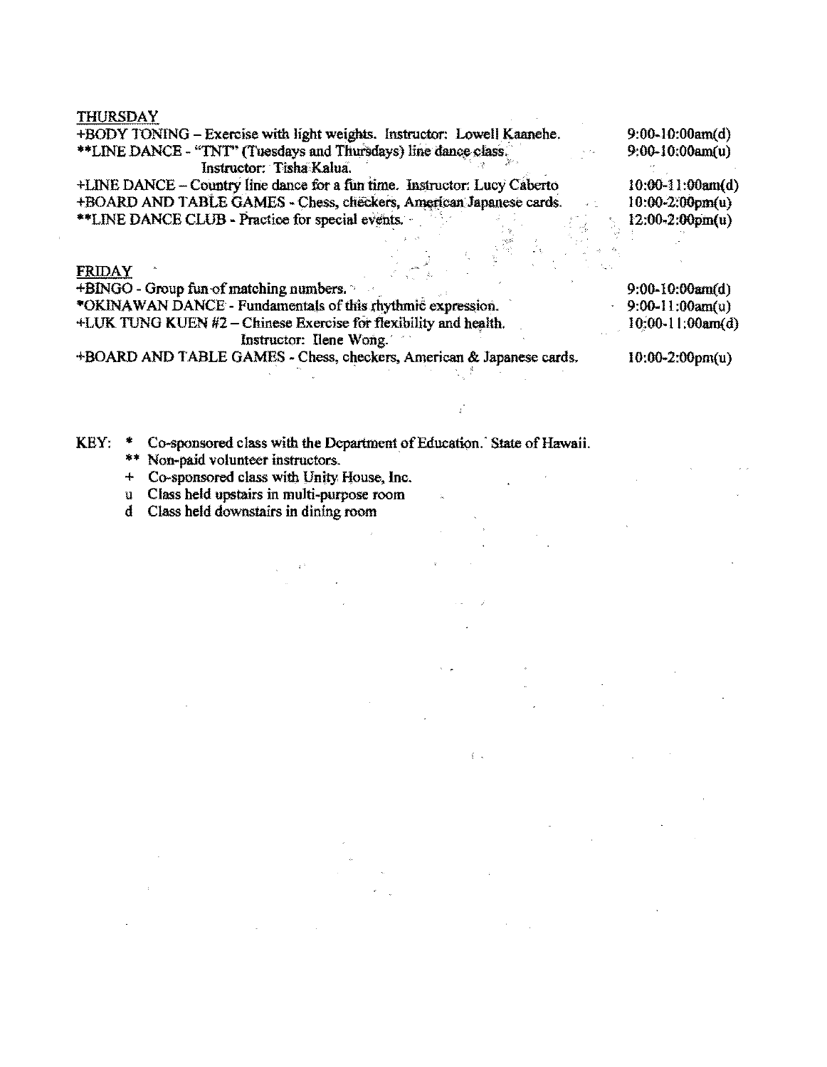THURSDAY

| | |
|---|---|
| +BODY TONING – Exercise with light weights. Instructor: Lowell Kaanehe. | 9:00-10:00am(d) |
| **LINE DANCE - "TNT" (Tuesdays and Thursdays) line dance class. Instructor: Tisha Kalua. | 9:00-10:00am(u) |
| +LINE DANCE – Country line dance for a fun time. Instructor: Lucy Caberto | 10:00-11:00am(d) |
| +BOARD AND TABLE GAMES - Chess, checkers, American Japanese cards. | 10:00-2:00pm(u) |
| **LINE DANCE CLUB - Practice for special events. | 12:00-2:00pm(u) |

FRIDAY

| | |
|---|---|
| +BINGO - Group fun of matching numbers. | 9:00-10:00am(d) |
| *OKINAWAN DANCE - Fundamentals of this rhythmic expression. | 9:00-11:00am(u) |
| +LUK TUNG KUEN #2 – Chinese Exercise for flexibility and health. Instructor: Ilene Wong. | 10:00-11:00am(d) |
| +BOARD AND TABLE GAMES - Chess, checkers, American & Japanese cards. | 10:00-2:00pm(u) |

KEY:
- \* Co-sponsored class with the Department of Education. State of Hawaii.
- ** Non-paid volunteer instructors.
- \+ Co-sponsored class with Unity House, Inc.
- u Class held upstairs in multi-purpose room
- d Class held downstairs in dining room